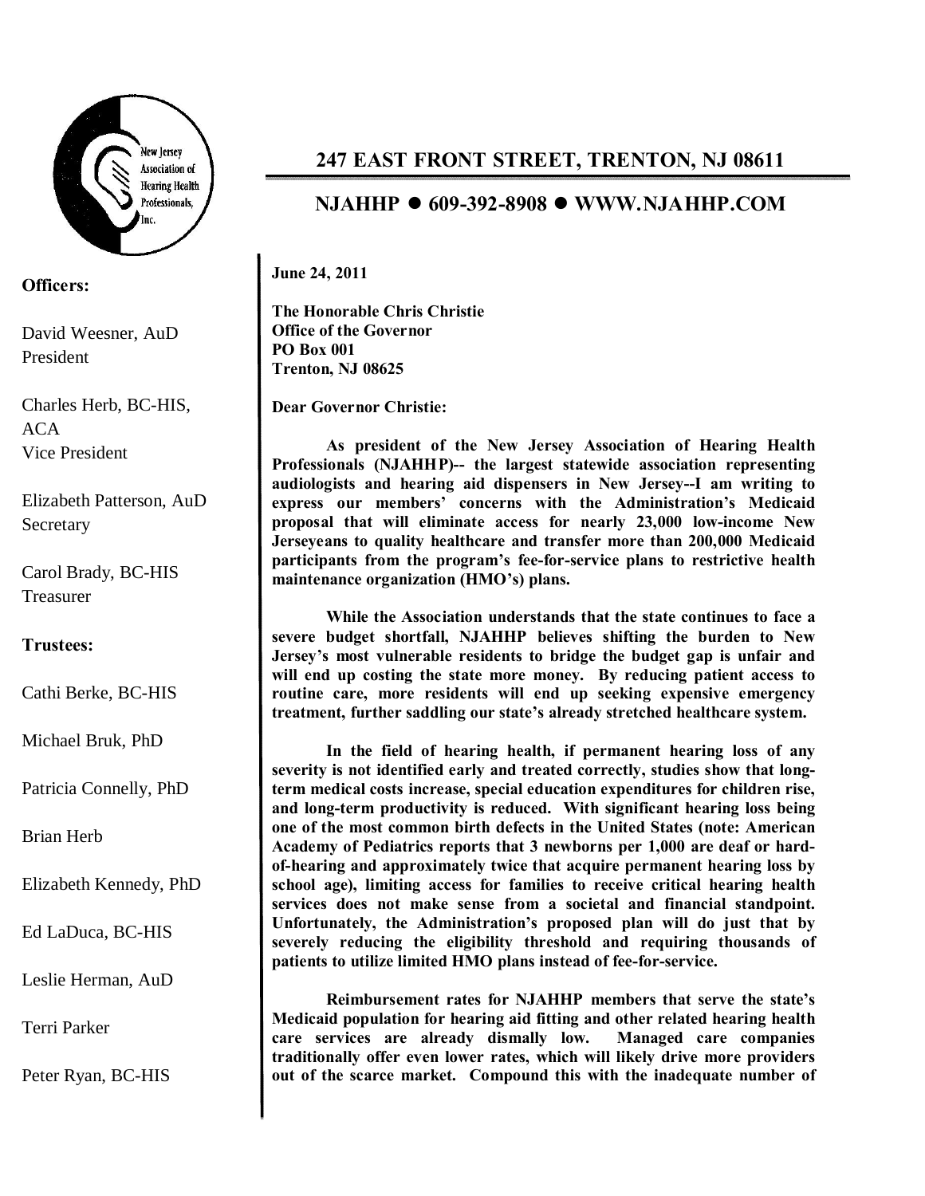New Jersey Association of Hearing Health Professionals, Inc.

**247 EAST FRONT STREET, TRENTON, NJ 08611**

**NJAHHP ● 609-392-8908 ● WWW.NJAHHP.COM**

**Officers:**

David Weesner, AuD
President

Charles Herb, BC-HIS, ACA
Vice President

Elizabeth Patterson, AuD
Secretary

Carol Brady, BC-HIS
Treasurer

**Trustees:**

Cathi Berke, BC-HIS

Michael Bruk, PhD

Patricia Connelly, PhD

Brian Herb

Elizabeth Kennedy, PhD

Ed LaDuca, BC-HIS

Leslie Herman, AuD

Terri Parker

Peter Ryan, BC-HIS

**June 24, 2011**

**The Honorable Chris Christie**
**Office of the Governor**
**PO Box 001**
**Trenton, NJ 08625**

**Dear Governor Christie:**

**As president of the New Jersey Association of Hearing Health Professionals (NJAHHP)-- the largest statewide association representing audiologists and hearing aid dispensers in New Jersey--I am writing to express our members' concerns with the Administration's Medicaid proposal that will eliminate access for nearly 23,000 low-income New Jerseyeans to quality healthcare and transfer more than 200,000 Medicaid participants from the program's fee-for-service plans to restrictive health maintenance organization (HMO's) plans.**

**While the Association understands that the state continues to face a severe budget shortfall, NJAHHP believes shifting the burden to New Jersey's most vulnerable residents to bridge the budget gap is unfair and will end up costing the state more money. By reducing patient access to routine care, more residents will end up seeking expensive emergency treatment, further saddling our state's already stretched healthcare system.**

**In the field of hearing health, if permanent hearing loss of any severity is not identified early and treated correctly, studies show that long-term medical costs increase, special education expenditures for children rise, and long-term productivity is reduced. With significant hearing loss being one of the most common birth defects in the United States (note: American Academy of Pediatrics reports that 3 newborns per 1,000 are deaf or hard-of-hearing and approximately twice that acquire permanent hearing loss by school age), limiting access for families to receive critical hearing health services does not make sense from a societal and financial standpoint. Unfortunately, the Administration's proposed plan will do just that by severely reducing the eligibility threshold and requiring thousands of patients to utilize limited HMO plans instead of fee-for-service.**

**Reimbursement rates for NJAHHP members that serve the state's Medicaid population for hearing aid fitting and other related hearing health care services are already dismally low. Managed care companies traditionally offer even lower rates, which will likely drive more providers out of the scarce market. Compound this with the inadequate number of**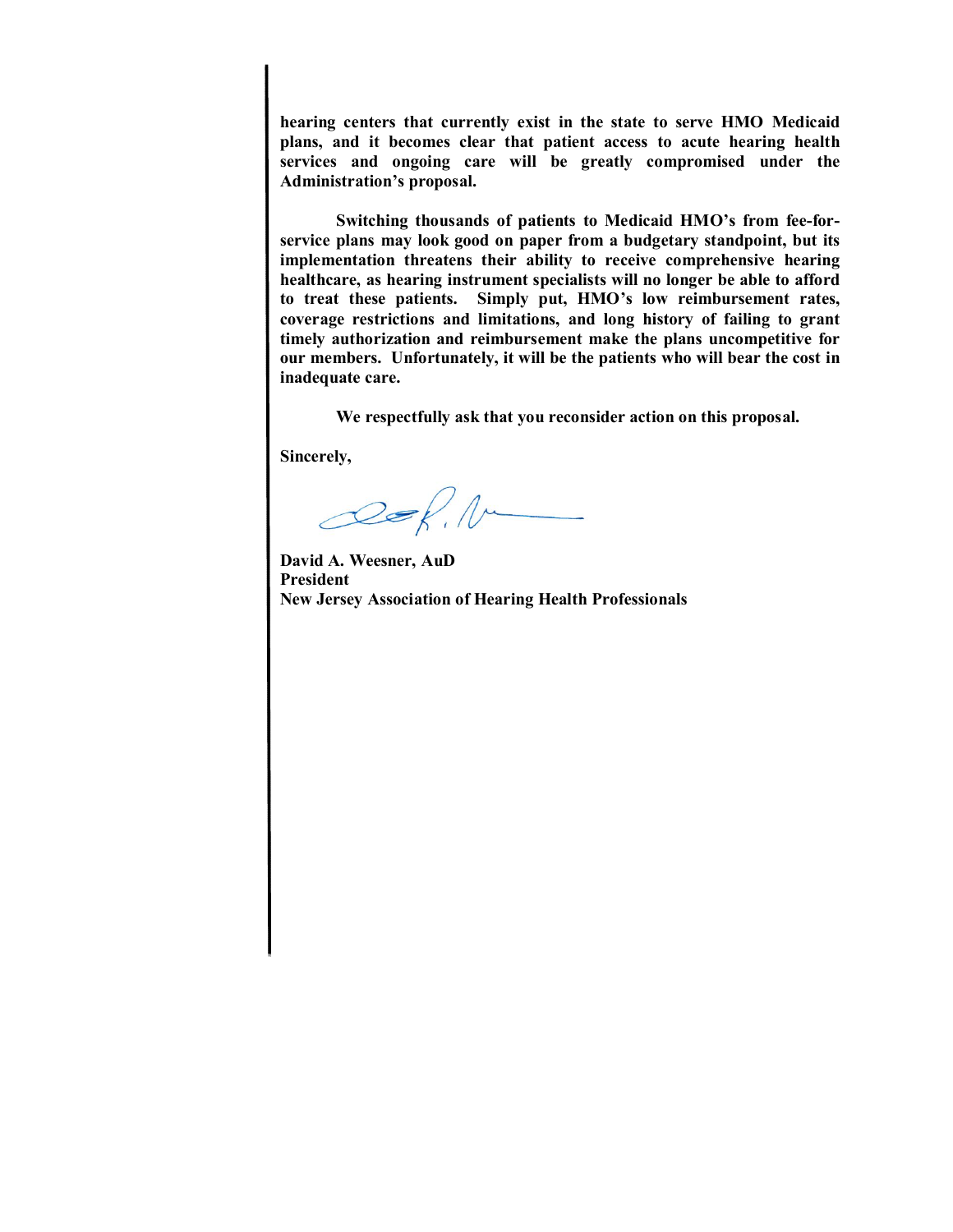**hearing centers that currently exist in the state to serve HMO Medicaid plans, and it becomes clear that patient access to acute hearing health services and ongoing care will be greatly compromised under the Administration's proposal.**

**Switching thousands of patients to Medicaid HMO's from fee-for-service plans may look good on paper from a budgetary standpoint, but its implementation threatens their ability to receive comprehensive hearing healthcare, as hearing instrument specialists will no longer be able to afford to treat these patients. Simply put, HMO's low reimbursement rates, coverage restrictions and limitations, and long history of failing to grant timely authorization and reimbursement make the plans uncompetitive for our members. Unfortunately, it will be the patients who will bear the cost in inadequate care.**

**We respectfully ask that you reconsider action on this proposal.**

**Sincerely,**

**David A. Weesner, AuD**
**President**
**New Jersey Association of Hearing Health Professionals**